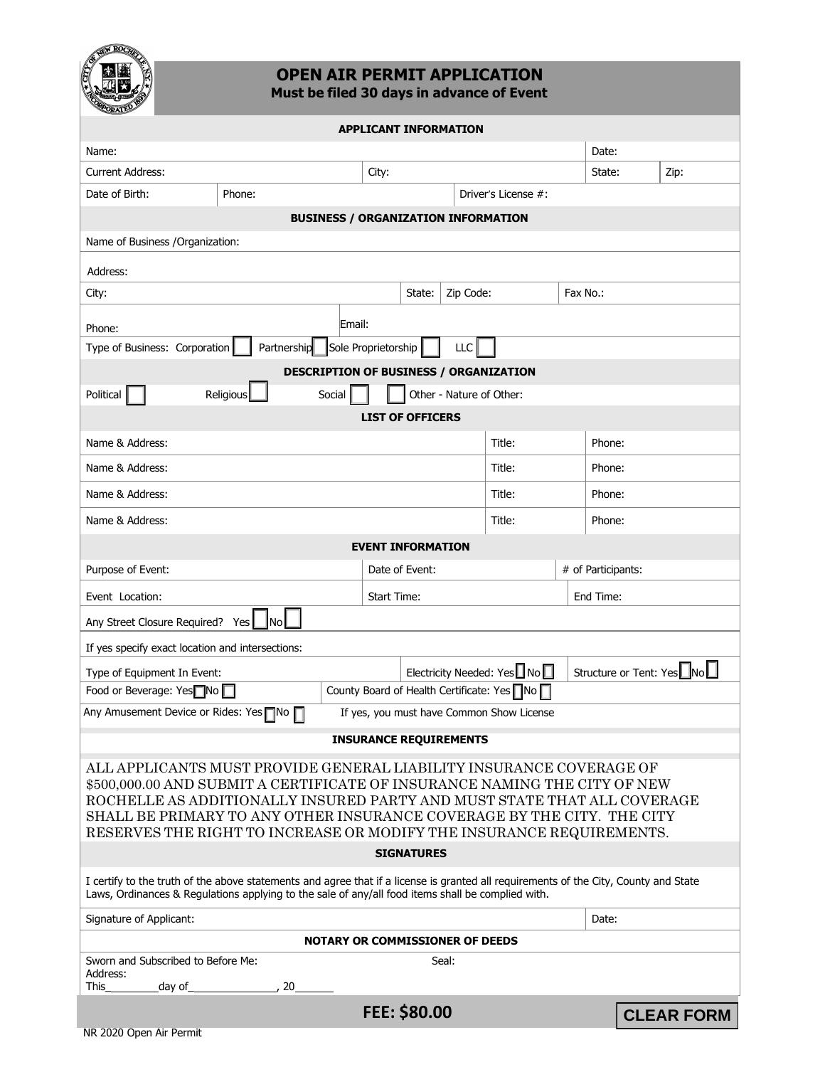# OPEN AIR PERMIT APPLICATION

**Must be filed 30 days in advance of Event**

## APPLICANT INFORMATION

Name: | Date:

Current Address: | City: | State: | Zip:

Date of Birth: | Phone: | Driver's License #:

## BUSINESS / ORGANIZATION INFORMATION

Name of Business /Organization:

Address:

City: | State: | Zip Code: | Fax No.:

Phone: | Email:

Type of Business: Corporation ☐ Partnership ☐ Sole Proprietorship ☐ LLC ☐

## DESCRIPTION OF BUSINESS / ORGANIZATION

Political ☐ Religious ☐ Social ☐ ☐ Other - Nature of Other:

## LIST OF OFFICERS

| Name & Address: | Title: | Phone: |
|---|---|---|
| Name & Address: | Title: | Phone: |
| Name & Address: | Title: | Phone: |
| Name & Address: | Title: | Phone: |

## EVENT INFORMATION

Purpose of Event: | Date of Event: | # of Participants:

Event Location: | Start Time: | End Time:

Any Street Closure Required? Yes ☐ No ☐

If yes specify exact location and intersections:

Type of Equipment In Event: | Electricity Needed: Yes ☐ No ☐ | Structure or Tent: Yes ☐ No ☐

Food or Beverage: Yes ☐ No ☐ | County Board of Health Certificate: Yes ☐ No ☐

Any Amusement Device or Rides: Yes ☐ No ☐ If yes, you must have Common Show License

## INSURANCE REQUIREMENTS

ALL APPLICANTS MUST PROVIDE GENERAL LIABILITY INSURANCE COVERAGE OF $500,000.00 AND SUBMIT A CERTIFICATE OF INSURANCE NAMING THE CITY OF NEW ROCHELLE AS ADDITIONALLY INSURED PARTY AND MUST STATE THAT ALL COVERAGE SHALL BE PRIMARY TO ANY OTHER INSURANCE COVERAGE BY THE CITY. THE CITY RESERVES THE RIGHT TO INCREASE OR MODIFY THE INSURANCE REQUIREMENTS.

## SIGNATURES

I certify to the truth of the above statements and agree that if a license is granted all requirements of the City, County and State Laws, Ordinances & Regulations applying to the sale of any/all food items shall be complied with.

Signature of Applicant: | Date:

## NOTARY OR COMMISSIONER OF DEEDS

Sworn and Subscribed to Before Me: | Seal:

Address:

This________day of______________, 20______

**FEE: $80.00**

CLEAR FORM

NR 2020 Open Air Permit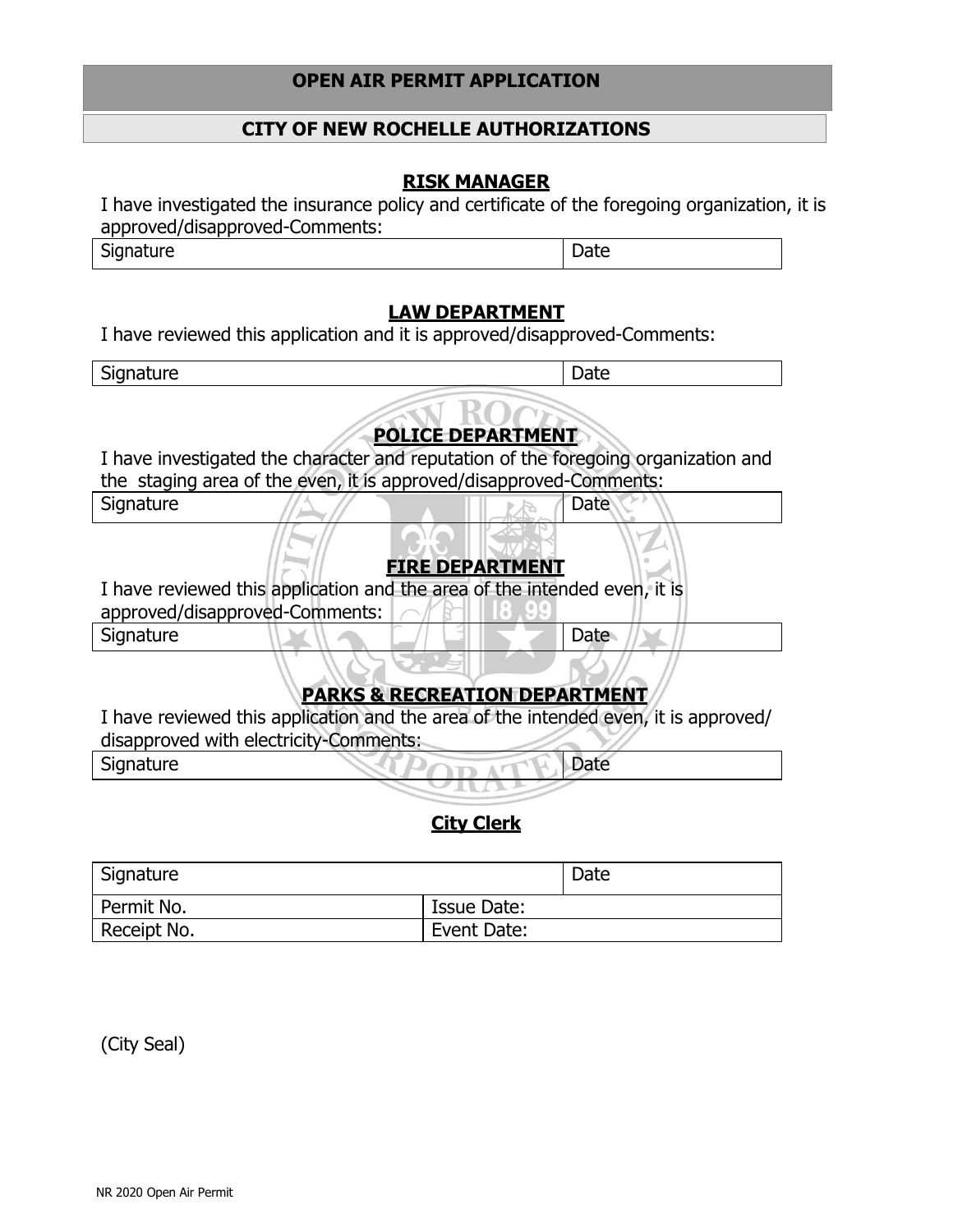## OPEN AIR PERMIT APPLICATION

### CITY OF NEW ROCHELLE AUTHORIZATIONS

**RISK MANAGER**

I have investigated the insurance policy and certificate of the foregoing organization, it is approved/disapproved-Comments:

| | |
|---|---|
| Signature | Date |

**LAW DEPARTMENT**

I have reviewed this application and it is approved/disapproved-Comments:

| | |
|---|---|
| Signature | Date |

**POLICE DEPARTMENT**

I have investigated the character and reputation of the foregoing organization and the staging area of the even, it is approved/disapproved-Comments:

| | |
|---|---|
| Signature | Date |

**FIRE DEPARTMENT**

I have reviewed this application and the area of the intended even, it is approved/disapproved-Comments:

| | |
|---|---|
| Signature | Date |

**PARKS & RECREATION DEPARTMENT**

I have reviewed this application and the area of the intended even, it is approved/ disapproved with electricity-Comments:

| | |
|---|---|
| Signature | Date |

**City Clerk**

| | |
|---|---|
| Signature | Date |
| Permit No. | Issue Date: |
| Receipt No. | Event Date: |

(City Seal)

NR 2020 Open Air Permit